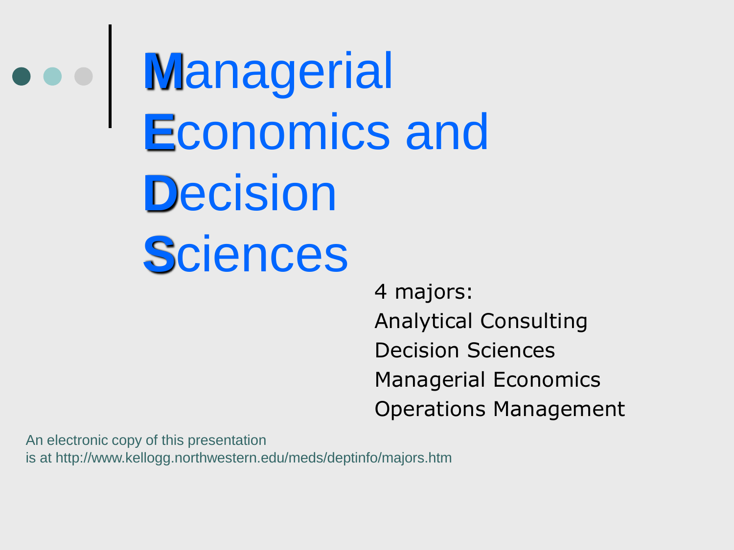# Managerial Economics and Decision Sciences

4 majors:

- Analytical Consulting
- Decision Sciences
- Managerial Economics
- Operations Management

An electronic copy of this presentation is at http://www.kellogg.northwestern.edu/meds/deptinfo/majors.htm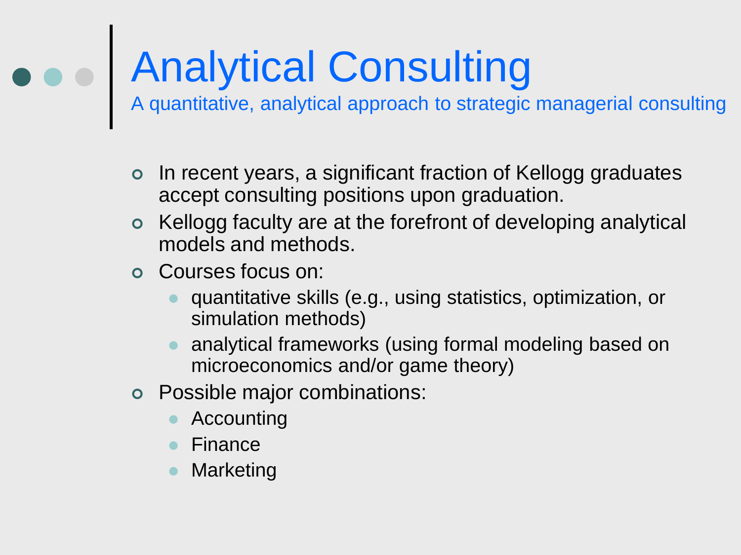# Analytical Consulting

A quantitative, analytical approach to strategic managerial consulting

- In recent years, a significant fraction of Kellogg graduates accept consulting positions upon graduation.
- Kellogg faculty are at the forefront of developing analytical models and methods.
- Courses focus on:
  - quantitative skills (e.g., using statistics, optimization, or simulation methods)
  - analytical frameworks (using formal modeling based on microeconomics and/or game theory)
- Possible major combinations:
  - Accounting
  - Finance
  - Marketing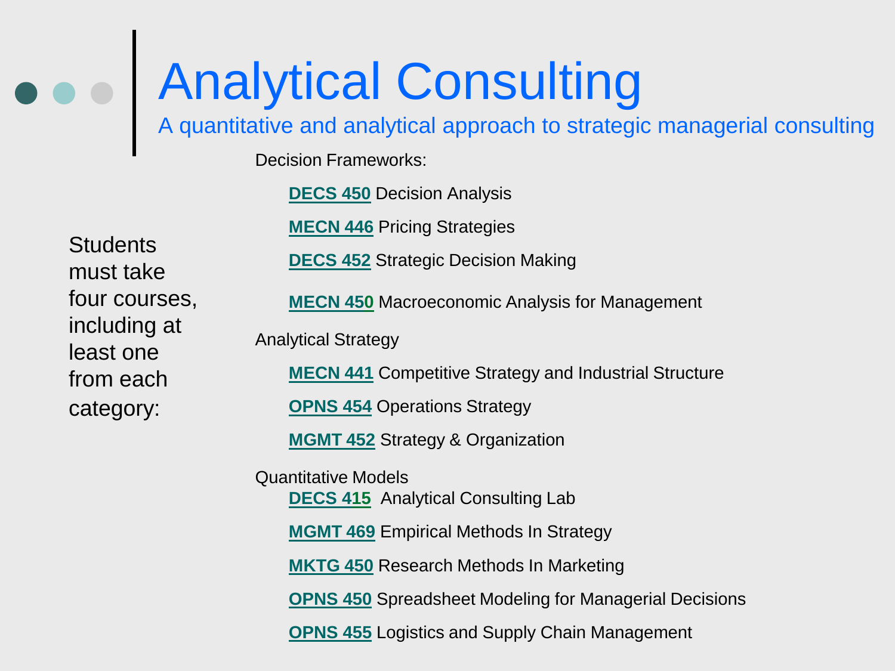# Analytical Consulting

A quantitative and analytical approach to strategic managerial consulting

Students must take four courses, including at least one from each category:

Decision Frameworks:

- **DECS 450** Decision Analysis
- **MECN 446** Pricing Strategies
- **DECS 452** Strategic Decision Making
- **MECN 450** Macroeconomic Analysis for Management

Analytical Strategy

- **MECN 441** Competitive Strategy and Industrial Structure
- **OPNS 454** Operations Strategy
- **MGMT 452** Strategy & Organization

Quantitative Models

- **DECS 415** Analytical Consulting Lab
- **MGMT 469** Empirical Methods In Strategy
- **MKTG 450** Research Methods In Marketing
- **OPNS 450** Spreadsheet Modeling for Managerial Decisions
- **OPNS 455** Logistics and Supply Chain Management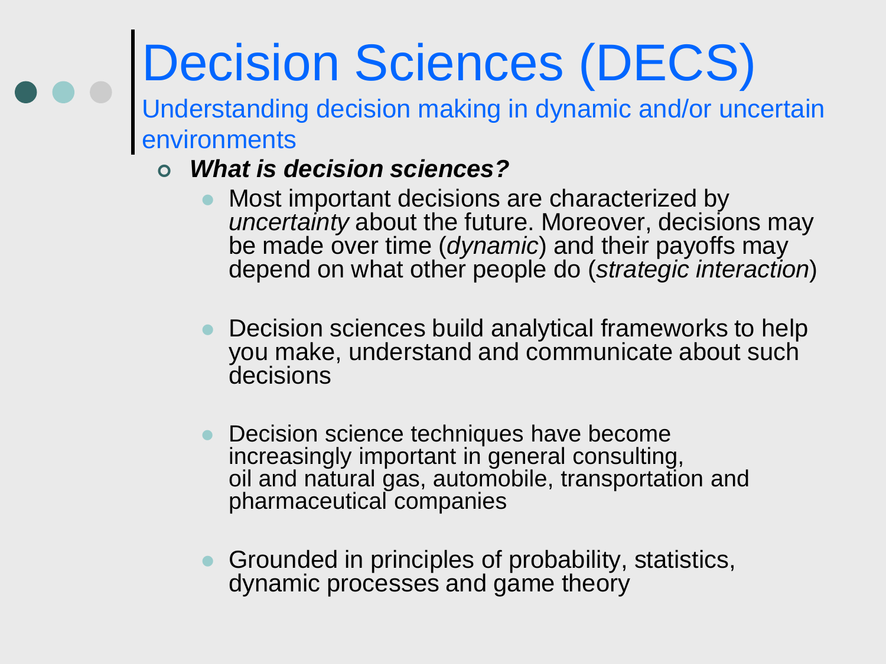# Decision Sciences (DECS)

Understanding decision making in dynamic and/or uncertain environments

- ***What is decision sciences?***
  - Most important decisions are characterized by *uncertainty* about the future. Moreover, decisions may be made over time (*dynamic*) and their payoffs may depend on what other people do (*strategic interaction*)
  - Decision sciences build analytical frameworks to help you make, understand and communicate about such decisions
  - Decision science techniques have become increasingly important in general consulting, oil and natural gas, automobile, transportation and pharmaceutical companies
  - Grounded in principles of probability, statistics, dynamic processes and game theory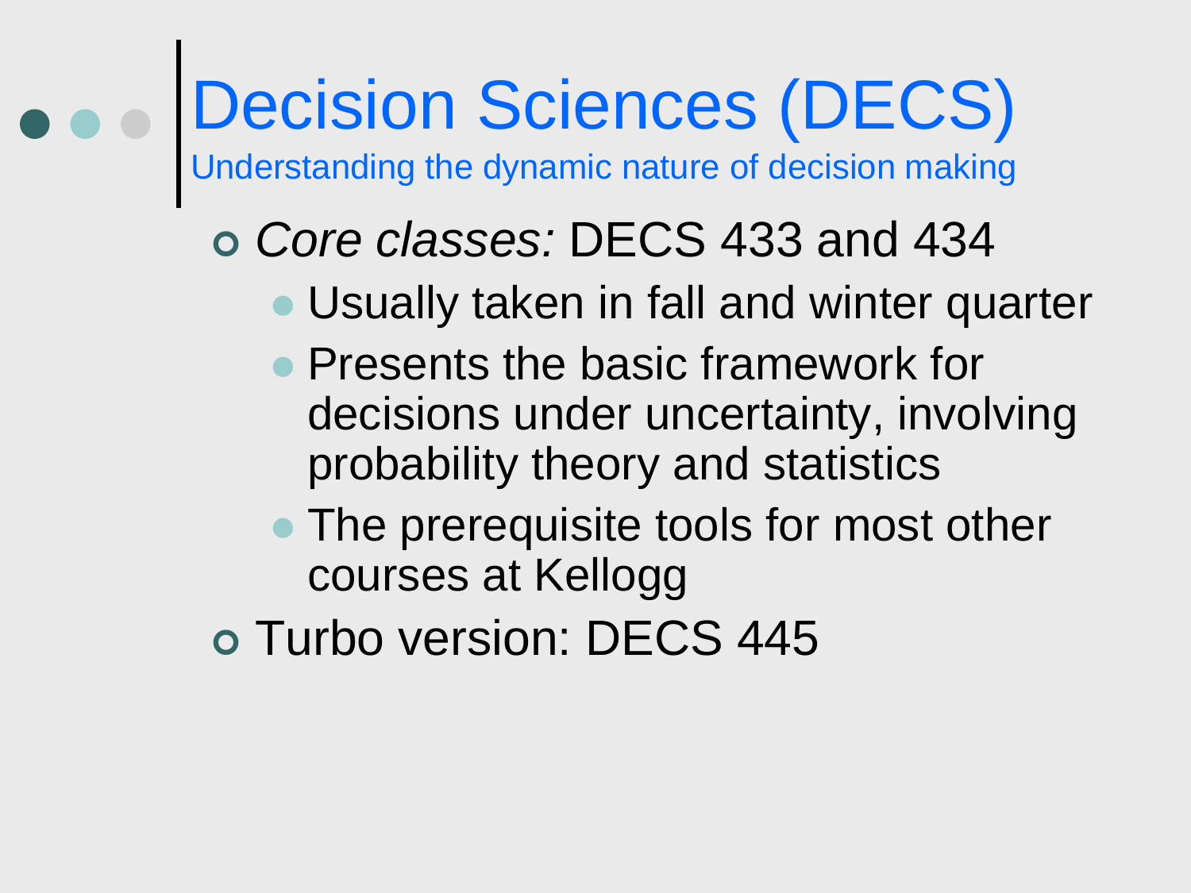# Decision Sciences (DECS)

Understanding the dynamic nature of decision making

- *Core classes:* DECS 433 and 434
  - Usually taken in fall and winter quarter
  - Presents the basic framework for decisions under uncertainty, involving probability theory and statistics
  - The prerequisite tools for most other courses at Kellogg
- Turbo version: DECS 445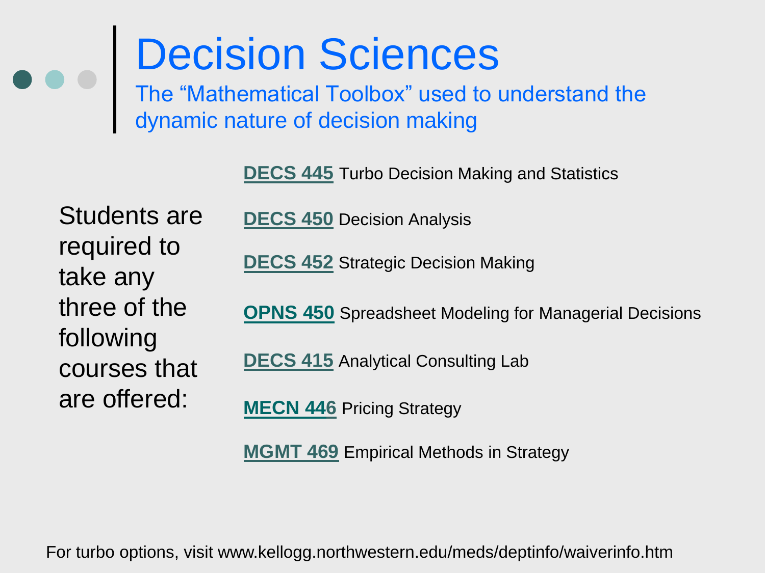# Decision Sciences

The "Mathematical Toolbox" used to understand the dynamic nature of decision making

Students are required to take any three of the following courses that are offered:

- **DECS 445** Turbo Decision Making and Statistics
- **DECS 450** Decision Analysis
- **DECS 452** Strategic Decision Making
- **OPNS 450** Spreadsheet Modeling for Managerial Decisions
- **DECS 415** Analytical Consulting Lab
- **MECN 446** Pricing Strategy
- **MGMT 469** Empirical Methods in Strategy

For turbo options, visit www.kellogg.northwestern.edu/meds/deptinfo/waiverinfo.htm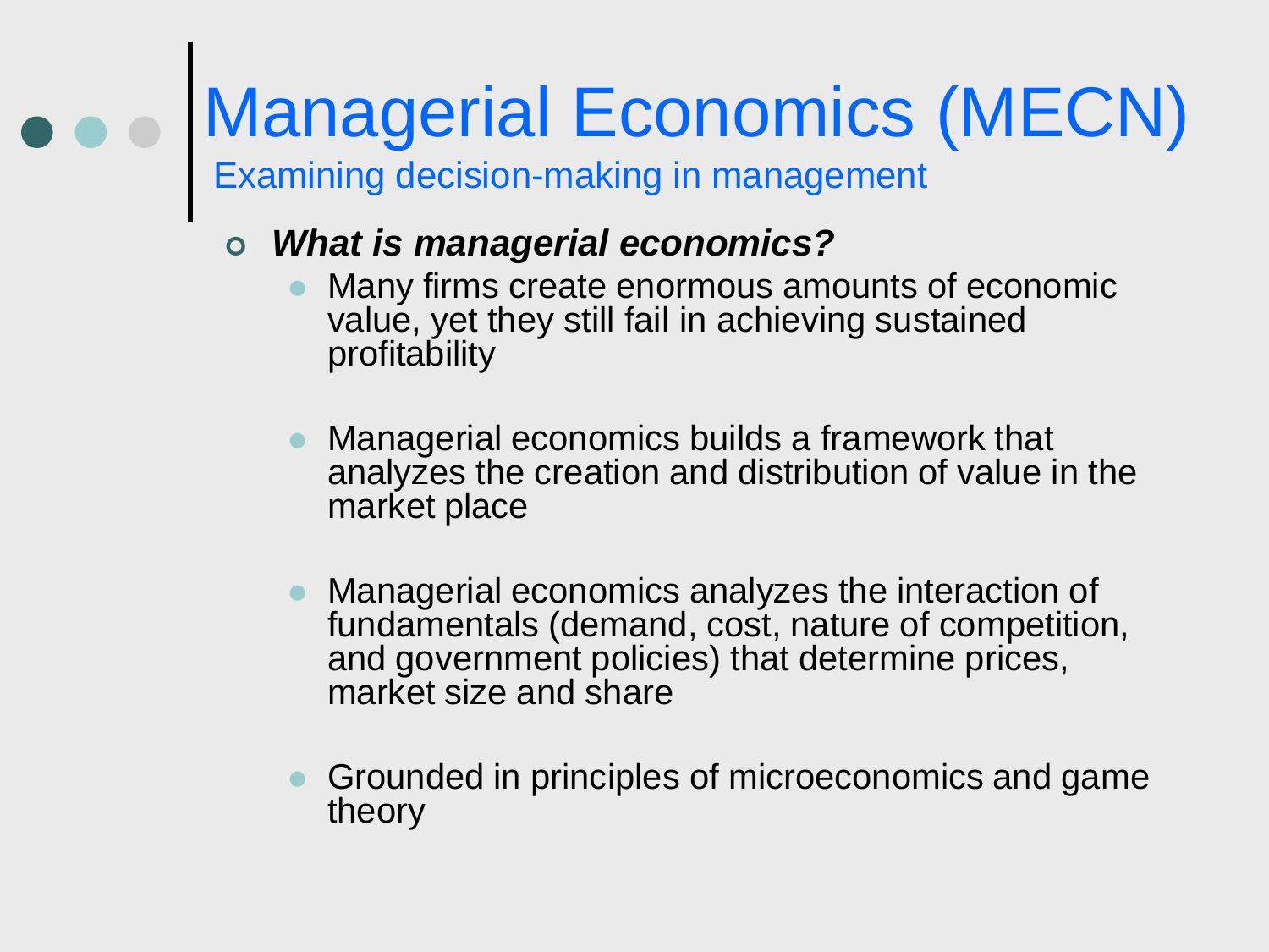# Managerial Economics (MECN)

## Examining decision-making in management

- ***What is managerial economics?***
  - Many firms create enormous amounts of economic value, yet they still fail in achieving sustained profitability
  - Managerial economics builds a framework that analyzes the creation and distribution of value in the market place
  - Managerial economics analyzes the interaction of fundamentals (demand, cost, nature of competition, and government policies) that determine prices, market size and share
  - Grounded in principles of microeconomics and game theory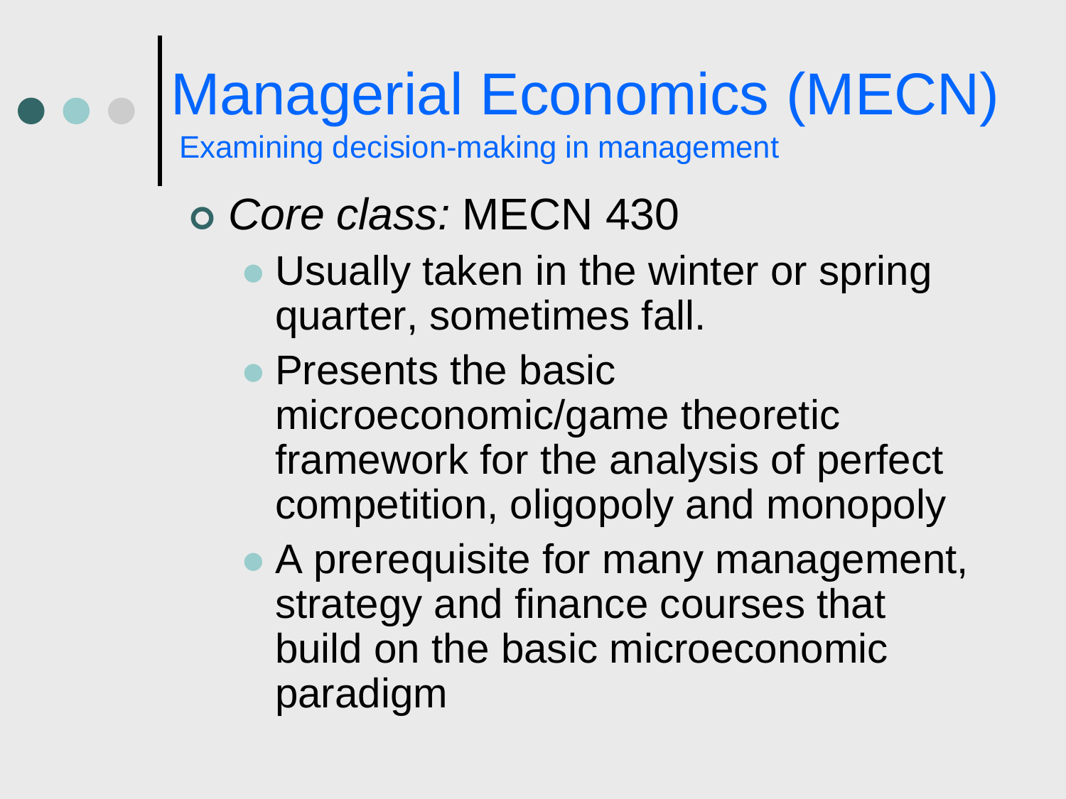# Managerial Economics (MECN)

Examining decision-making in management

- *Core class:* MECN 430
  - Usually taken in the winter or spring quarter, sometimes fall.
  - Presents the basic microeconomic/game theoretic framework for the analysis of perfect competition, oligopoly and monopoly
  - A prerequisite for many management, strategy and finance courses that build on the basic microeconomic paradigm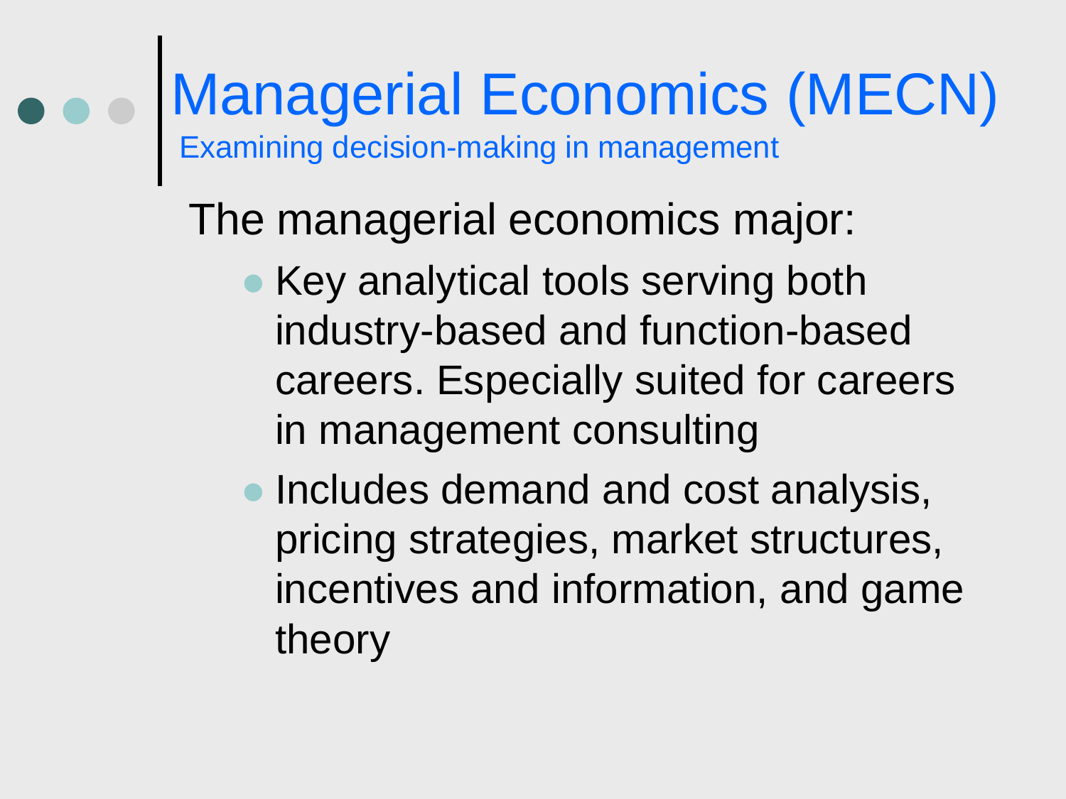# Managerial Economics (MECN)

Examining decision-making in management

The managerial economics major:

- Key analytical tools serving both industry-based and function-based careers. Especially suited for careers in management consulting
- Includes demand and cost analysis, pricing strategies, market structures, incentives and information, and game theory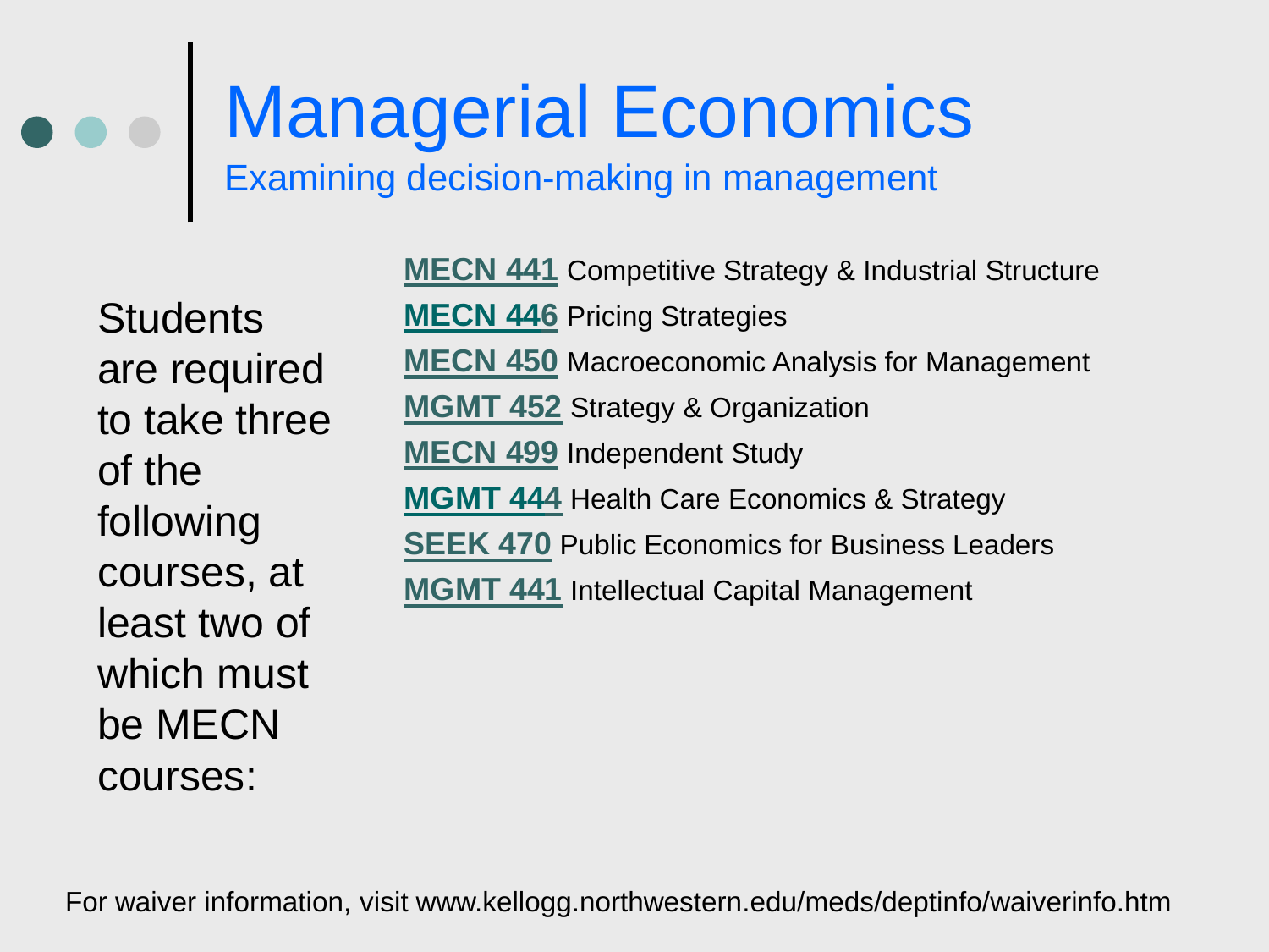# Managerial Economics

## Examining decision-making in management

Students are required to take three of the following courses, at least two of which must be MECN courses:

- **MECN 441** Competitive Strategy & Industrial Structure
- **MECN 446** Pricing Strategies
- **MECN 450** Macroeconomic Analysis for Management
- **MGMT 452** Strategy & Organization
- **MECN 499** Independent Study
- **MGMT 444** Health Care Economics & Strategy
- **SEEK 470** Public Economics for Business Leaders
- **MGMT 441** Intellectual Capital Management

For waiver information, visit www.kellogg.northwestern.edu/meds/deptinfo/waiverinfo.htm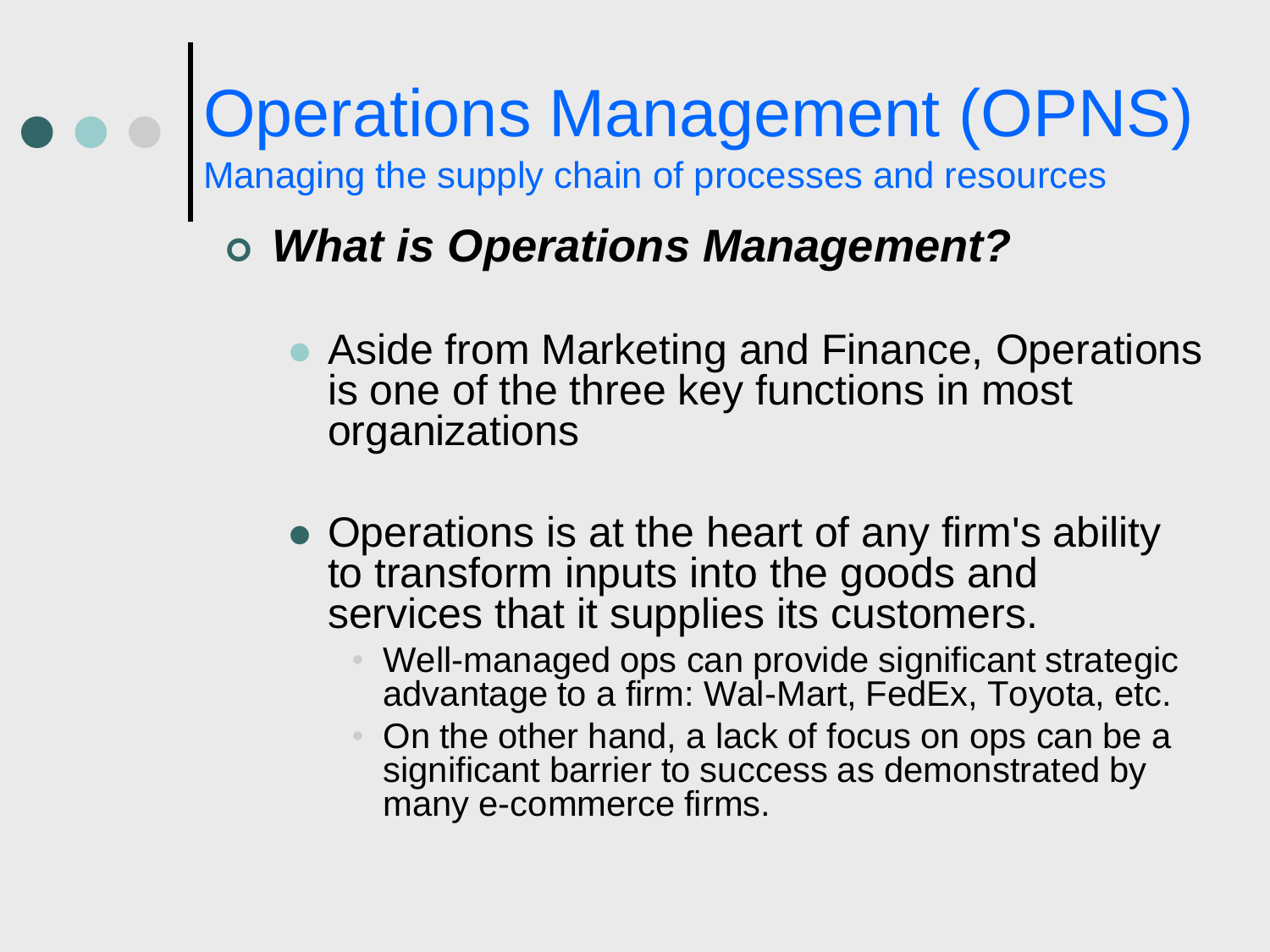# Operations Management (OPNS)

Managing the supply chain of processes and resources

- ***What is Operations Management?***
  - Aside from Marketing and Finance, Operations is one of the three key functions in most organizations
  - Operations is at the heart of any firm's ability to transform inputs into the goods and services that it supplies its customers.
    - Well-managed ops can provide significant strategic advantage to a firm: Wal-Mart, FedEx, Toyota, etc.
    - On the other hand, a lack of focus on ops can be a significant barrier to success as demonstrated by many e-commerce firms.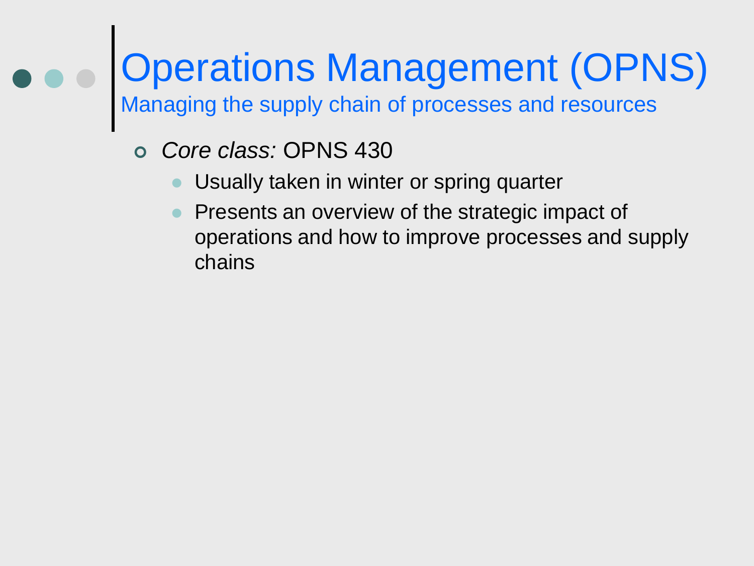# Operations Management (OPNS)

## Managing the supply chain of processes and resources

- *Core class:* OPNS 430
  - Usually taken in winter or spring quarter
  - Presents an overview of the strategic impact of operations and how to improve processes and supply chains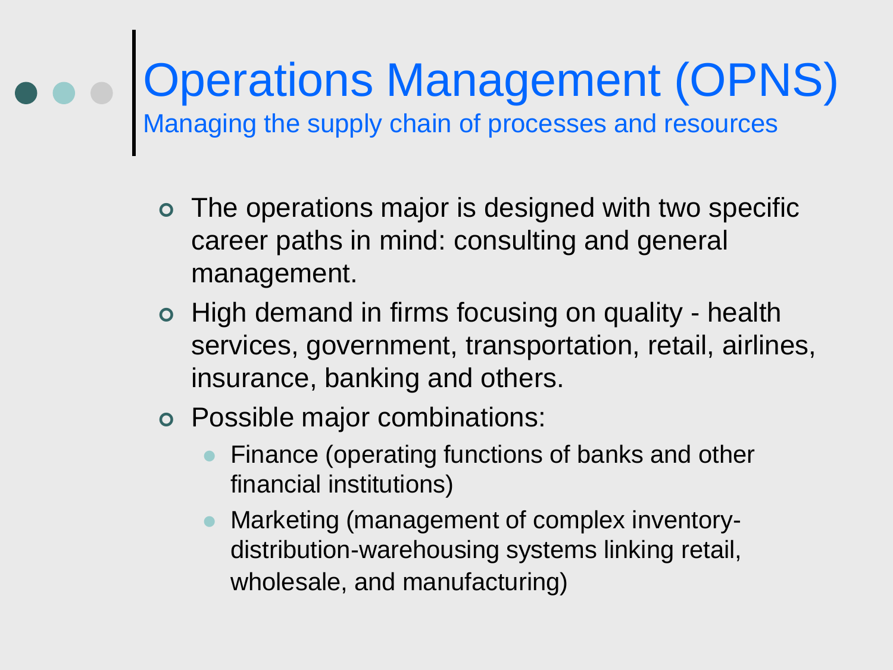# Operations Management (OPNS)

## Managing the supply chain of processes and resources

- The operations major is designed with two specific career paths in mind: consulting and general management.
- High demand in firms focusing on quality - health services, government, transportation, retail, airlines, insurance, banking and others.
- Possible major combinations:
  - Finance (operating functions of banks and other financial institutions)
  - Marketing (management of complex inventory-distribution-warehousing systems linking retail, wholesale, and manufacturing)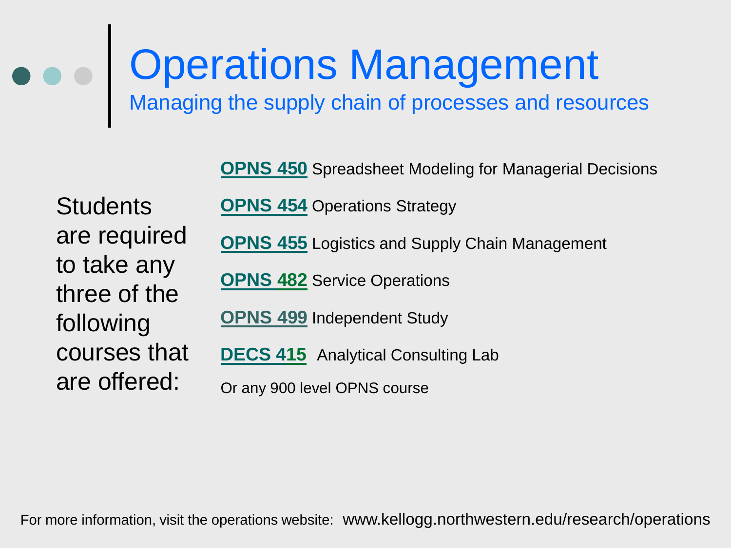# Operations Management

## Managing the supply chain of processes and resources

Students are required to take any three of the following courses that are offered:

- **OPNS 450** Spreadsheet Modeling for Managerial Decisions
- **OPNS 454** Operations Strategy
- **OPNS 455** Logistics and Supply Chain Management
- **OPNS 482** Service Operations
- **OPNS 499** Independent Study
- **DECS 415** Analytical Consulting Lab

Or any 900 level OPNS course

For more information, visit the operations website: www.kellogg.northwestern.edu/research/operations